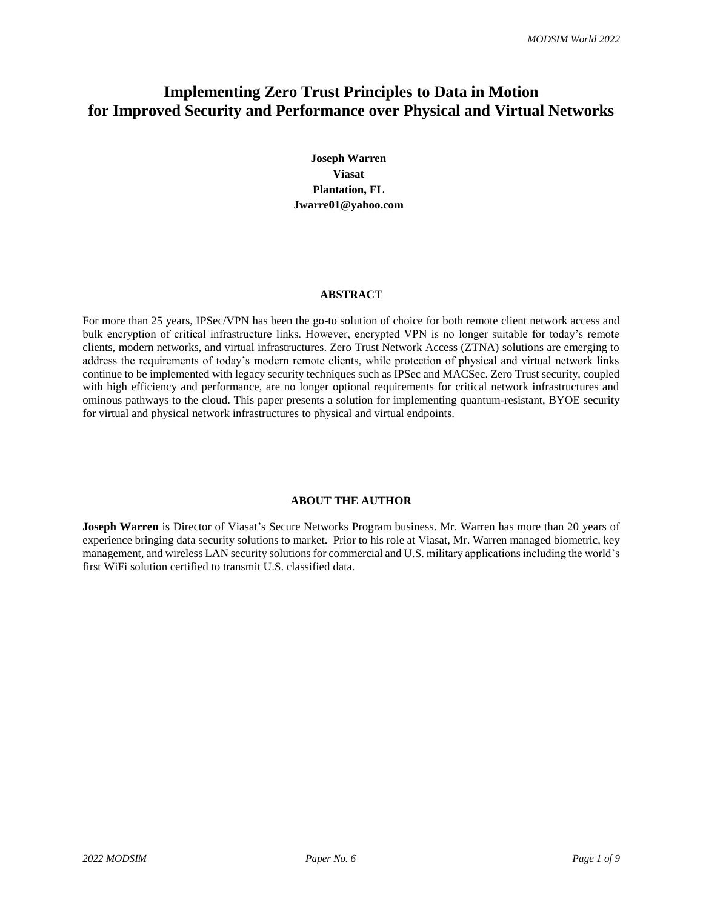# Implementing Zero Trust Principles to Data in Motion for Improved Security and Performance over Physical and Virtual Networks

**Joseph Warren**
**Viasat**
**Plantation, FL**
**Jwarre01@yahoo.com**

## ABSTRACT

For more than 25 years, IPSec/VPN has been the go-to solution of choice for both remote client network access and bulk encryption of critical infrastructure links. However, encrypted VPN is no longer suitable for today's remote clients, modern networks, and virtual infrastructures. Zero Trust Network Access (ZTNA) solutions are emerging to address the requirements of today's modern remote clients, while protection of physical and virtual network links continue to be implemented with legacy security techniques such as IPSec and MACSec. Zero Trust security, coupled with high efficiency and performance, are no longer optional requirements for critical network infrastructures and ominous pathways to the cloud. This paper presents a solution for implementing quantum-resistant, BYOE security for virtual and physical network infrastructures to physical and virtual endpoints.

## ABOUT THE AUTHOR

**Joseph Warren** is Director of Viasat's Secure Networks Program business. Mr. Warren has more than 20 years of experience bringing data security solutions to market. Prior to his role at Viasat, Mr. Warren managed biometric, key management, and wireless LAN security solutions for commercial and U.S. military applications including the world's first WiFi solution certified to transmit U.S. classified data.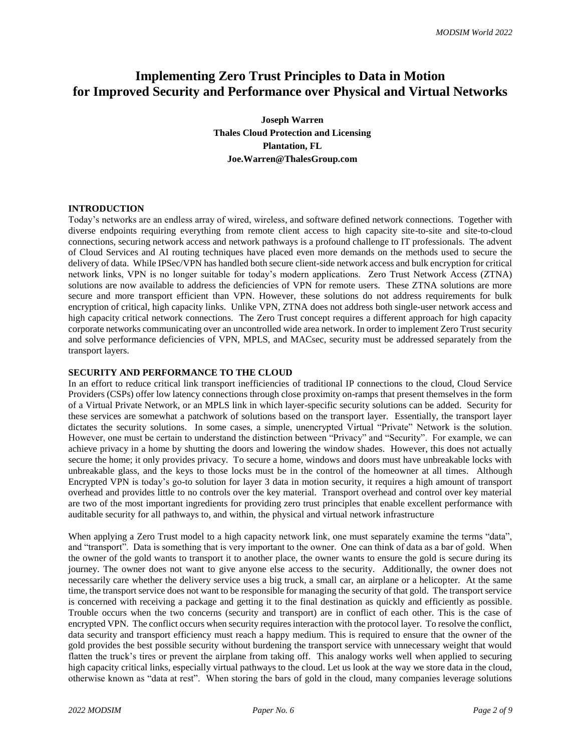// Implementing Zero Trust Principles to Data in Motion
# Implementing Zero Trust Principles to Data in Motion for Improved Security and Performance over Physical and Virtual Networks

**Joseph Warren**
**Thales Cloud Protection and Licensing**
**Plantation, FL**
**Joe.Warren@ThalesGroup.com**

## INTRODUCTION

Today's networks are an endless array of wired, wireless, and software defined network connections. Together with diverse endpoints requiring everything from remote client access to high capacity site-to-site and site-to-cloud connections, securing network access and network pathways is a profound challenge to IT professionals. The advent of Cloud Services and AI routing techniques have placed even more demands on the methods used to secure the delivery of data. While IPSec/VPN has handled both secure client-side network access and bulk encryption for critical network links, VPN is no longer suitable for today's modern applications. Zero Trust Network Access (ZTNA) solutions are now available to address the deficiencies of VPN for remote users. These ZTNA solutions are more secure and more transport efficient than VPN. However, these solutions do not address requirements for bulk encryption of critical, high capacity links. Unlike VPN, ZTNA does not address both single-user network access and high capacity critical network connections. The Zero Trust concept requires a different approach for high capacity corporate networks communicating over an uncontrolled wide area network. In order to implement Zero Trust security and solve performance deficiencies of VPN, MPLS, and MACsec, security must be addressed separately from the transport layers.

## SECURITY AND PERFORMANCE TO THE CLOUD

In an effort to reduce critical link transport inefficiencies of traditional IP connections to the cloud, Cloud Service Providers (CSPs) offer low latency connections through close proximity on-ramps that present themselves in the form of a Virtual Private Network, or an MPLS link in which layer-specific security solutions can be added. Security for these services are somewhat a patchwork of solutions based on the transport layer. Essentially, the transport layer dictates the security solutions. In some cases, a simple, unencrypted Virtual "Private" Network is the solution. However, one must be certain to understand the distinction between "Privacy" and "Security". For example, we can achieve privacy in a home by shutting the doors and lowering the window shades. However, this does not actually secure the home; it only provides privacy. To secure a home, windows and doors must have unbreakable locks with unbreakable glass, and the keys to those locks must be in the control of the homeowner at all times. Although Encrypted VPN is today's go-to solution for layer 3 data in motion security, it requires a high amount of transport overhead and provides little to no controls over the key material. Transport overhead and control over key material are two of the most important ingredients for providing zero trust principles that enable excellent performance with auditable security for all pathways to, and within, the physical and virtual network infrastructure

When applying a Zero Trust model to a high capacity network link, one must separately examine the terms "data", and "transport". Data is something that is very important to the owner. One can think of data as a bar of gold. When the owner of the gold wants to transport it to another place, the owner wants to ensure the gold is secure during its journey. The owner does not want to give anyone else access to the security. Additionally, the owner does not necessarily care whether the delivery service uses a big truck, a small car, an airplane or a helicopter. At the same time, the transport service does not want to be responsible for managing the security of that gold. The transport service is concerned with receiving a package and getting it to the final destination as quickly and efficiently as possible. Trouble occurs when the two concerns (security and transport) are in conflict of each other. This is the case of encrypted VPN. The conflict occurs when security requires interaction with the protocol layer. To resolve the conflict, data security and transport efficiency must reach a happy medium. This is required to ensure that the owner of the gold provides the best possible security without burdening the transport service with unnecessary weight that would flatten the truck's tires or prevent the airplane from taking off. This analogy works well when applied to securing high capacity critical links, especially virtual pathways to the cloud. Let us look at the way we store data in the cloud, otherwise known as "data at rest". When storing the bars of gold in the cloud, many companies leverage solutions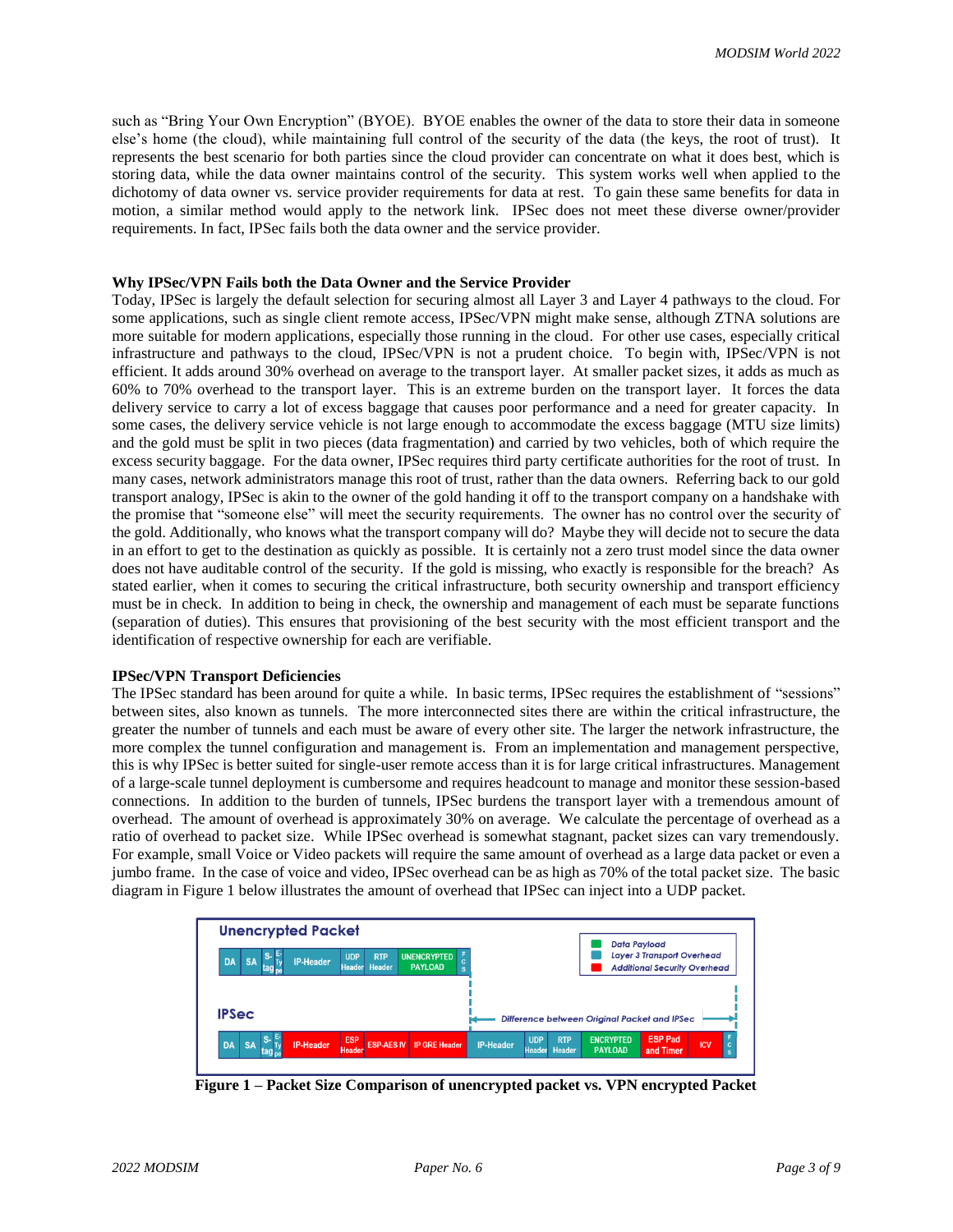such as "Bring Your Own Encryption" (BYOE). BYOE enables the owner of the data to store their data in someone else's home (the cloud), while maintaining full control of the security of the data (the keys, the root of trust). It represents the best scenario for both parties since the cloud provider can concentrate on what it does best, which is storing data, while the data owner maintains control of the security. This system works well when applied to the dichotomy of data owner vs. service provider requirements for data at rest. To gain these same benefits for data in motion, a similar method would apply to the network link. IPSec does not meet these diverse owner/provider requirements. In fact, IPSec fails both the data owner and the service provider.

### Why IPSec/VPN Fails both the Data Owner and the Service Provider

Today, IPSec is largely the default selection for securing almost all Layer 3 and Layer 4 pathways to the cloud. For some applications, such as single client remote access, IPSec/VPN might make sense, although ZTNA solutions are more suitable for modern applications, especially those running in the cloud. For other use cases, especially critical infrastructure and pathways to the cloud, IPSec/VPN is not a prudent choice. To begin with, IPSec/VPN is not efficient. It adds around 30% overhead on average to the transport layer. At smaller packet sizes, it adds as much as 60% to 70% overhead to the transport layer. This is an extreme burden on the transport layer. It forces the data delivery service to carry a lot of excess baggage that causes poor performance and a need for greater capacity. In some cases, the delivery service vehicle is not large enough to accommodate the excess baggage (MTU size limits) and the gold must be split in two pieces (data fragmentation) and carried by two vehicles, both of which require the excess security baggage. For the data owner, IPSec requires third party certificate authorities for the root of trust. In many cases, network administrators manage this root of trust, rather than the data owners. Referring back to our gold transport analogy, IPSec is akin to the owner of the gold handing it off to the transport company on a handshake with the promise that "someone else" will meet the security requirements. The owner has no control over the security of the gold. Additionally, who knows what the transport company will do? Maybe they will decide not to secure the data in an effort to get to the destination as quickly as possible. It is certainly not a zero trust model since the data owner does not have auditable control of the security. If the gold is missing, who exactly is responsible for the breach? As stated earlier, when it comes to securing the critical infrastructure, both security ownership and transport efficiency must be in check. In addition to being in check, the ownership and management of each must be separate functions (separation of duties). This ensures that provisioning of the best security with the most efficient transport and the identification of respective ownership for each are verifiable.

### IPSec/VPN Transport Deficiencies

The IPSec standard has been around for quite a while. In basic terms, IPSec requires the establishment of "sessions" between sites, also known as tunnels. The more interconnected sites there are within the critical infrastructure, the greater the number of tunnels and each must be aware of every other site. The larger the network infrastructure, the more complex the tunnel configuration and management is. From an implementation and management perspective, this is why IPSec is better suited for single-user remote access than it is for large critical infrastructures. Management of a large-scale tunnel deployment is cumbersome and requires headcount to manage and monitor these session-based connections. In addition to the burden of tunnels, IPSec burdens the transport layer with a tremendous amount of overhead. The amount of overhead is approximately 30% on average. We calculate the percentage of overhead as a ratio of overhead to packet size. While IPSec overhead is somewhat stagnant, packet sizes can vary tremendously. For example, small Voice or Video packets will require the same amount of overhead as a large data packet or even a jumbo frame. In the case of voice and video, IPSec overhead can be as high as 70% of the total packet size. The basic diagram in Figure 1 below illustrates the amount of overhead that IPSec can inject into a UDP packet.

**Unencrypted Packet**

| DA | SA | S-tag | E-Type | IP-Header | UDP Header | RTP Header | UNENCRYPTED PAYLOAD | FCS |
|---|---|---|---|---|---|---|---|---|

**IPSec**

| DA | SA | S-tag | E-Type | IP-Header | ESP Header | ESP-AES IV | IP GRE Header | IP-Header | UDP Header | RTP Header | ENCRYPTED PAYLOAD | ESP Pad and Timer | ICV | FCS |
|---|---|---|---|---|---|---|---|---|---|---|---|---|---|---|

Legend: Data Payload; Layer 3 Transport Overhead; Additional Security Overhead. Difference between Original Packet and IPSec.

**Figure 1 – Packet Size Comparison of unencrypted packet vs. VPN encrypted Packet**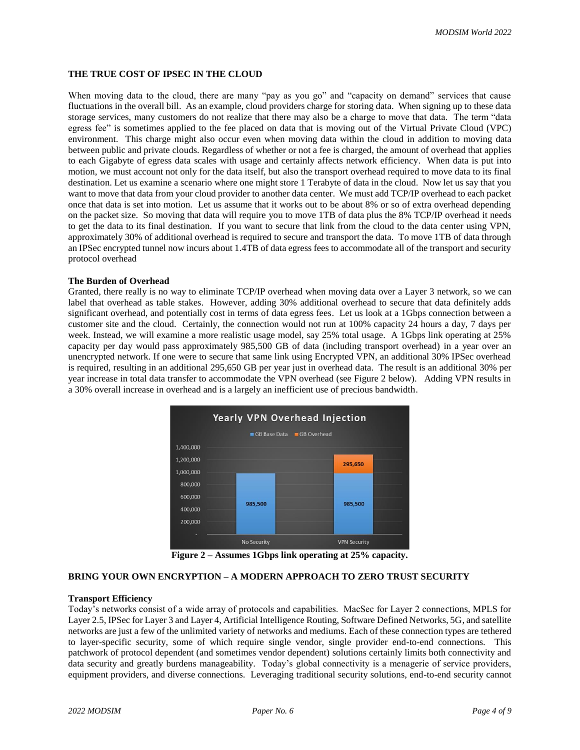## THE TRUE COST OF IPSEC IN THE CLOUD

When moving data to the cloud, there are many "pay as you go" and "capacity on demand" services that cause fluctuations in the overall bill. As an example, cloud providers charge for storing data. When signing up to these data storage services, many customers do not realize that there may also be a charge to move that data. The term "data egress fee" is sometimes applied to the fee placed on data that is moving out of the Virtual Private Cloud (VPC) environment. This charge might also occur even when moving data within the cloud in addition to moving data between public and private clouds. Regardless of whether or not a fee is charged, the amount of overhead that applies to each Gigabyte of egress data scales with usage and certainly affects network efficiency. When data is put into motion, we must account not only for the data itself, but also the transport overhead required to move data to its final destination. Let us examine a scenario where one might store 1 Terabyte of data in the cloud. Now let us say that you want to move that data from your cloud provider to another data center. We must add TCP/IP overhead to each packet once that data is set into motion. Let us assume that it works out to be about 8% or so of extra overhead depending on the packet size. So moving that data will require you to move 1TB of data plus the 8% TCP/IP overhead it needs to get the data to its final destination. If you want to secure that link from the cloud to the data center using VPN, approximately 30% of additional overhead is required to secure and transport the data. To move 1TB of data through an IPSec encrypted tunnel now incurs about 1.4TB of data egress fees to accommodate all of the transport and security protocol overhead

### The Burden of Overhead

Granted, there really is no way to eliminate TCP/IP overhead when moving data over a Layer 3 network, so we can label that overhead as table stakes. However, adding 30% additional overhead to secure that data definitely adds significant overhead, and potentially cost in terms of data egress fees. Let us look at a 1Gbps connection between a customer site and the cloud. Certainly, the connection would not run at 100% capacity 24 hours a day, 7 days per week. Instead, we will examine a more realistic usage model, say 25% total usage. A 1Gbps link operating at 25% capacity per day would pass approximately 985,500 GB of data (including transport overhead) in a year over an unencrypted network. If one were to secure that same link using Encrypted VPN, an additional 30% IPSec overhead is required, resulting in an additional 295,650 GB per year just in overhead data. The result is an additional 30% per year increase in total data transfer to accommodate the VPN overhead (see Figure 2 below). Adding VPN results in a 30% overall increase in overhead and is a largely an inefficient use of precious bandwidth.

**Figure 2 – Assumes 1Gbps link operating at 25% capacity.**

## BRING YOUR OWN ENCRYPTION – A MODERN APPROACH TO ZERO TRUST SECURITY

### Transport Efficiency

Today's networks consist of a wide array of protocols and capabilities. MacSec for Layer 2 connections, MPLS for Layer 2.5, IPSec for Layer 3 and Layer 4, Artificial Intelligence Routing, Software Defined Networks, 5G, and satellite networks are just a few of the unlimited variety of networks and mediums. Each of these connection types are tethered to layer-specific security, some of which require single vendor, single provider end-to-end connections. This patchwork of protocol dependent (and sometimes vendor dependent) solutions certainly limits both connectivity and data security and greatly burdens manageability. Today's global connectivity is a menagerie of service providers, equipment providers, and diverse connections. Leveraging traditional security solutions, end-to-end security cannot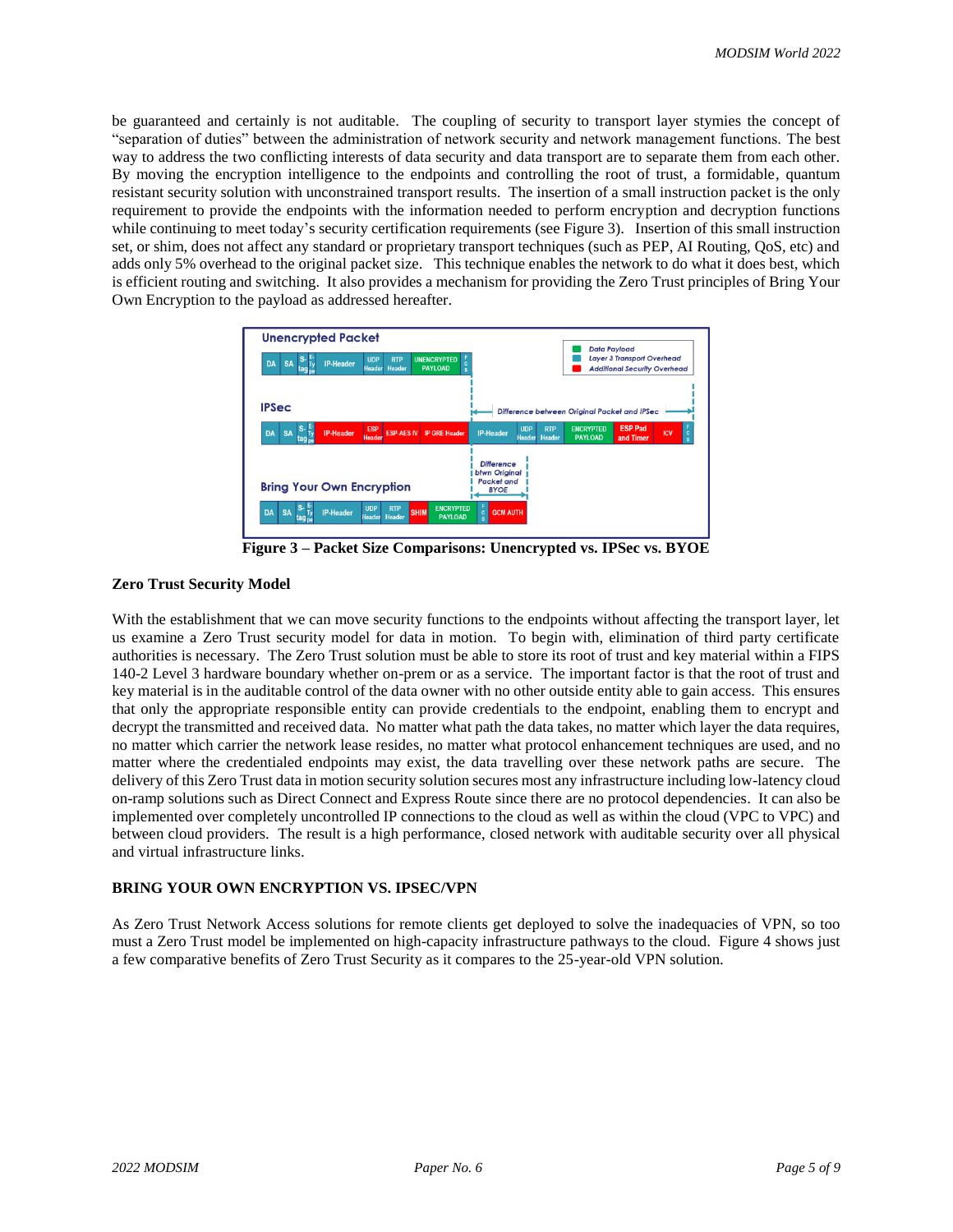be guaranteed and certainly is not auditable. The coupling of security to transport layer stymies the concept of "separation of duties" between the administration of network security and network management functions. The best way to address the two conflicting interests of data security and data transport are to separate them from each other. By moving the encryption intelligence to the endpoints and controlling the root of trust, a formidable, quantum resistant security solution with unconstrained transport results. The insertion of a small instruction packet is the only requirement to provide the endpoints with the information needed to perform encryption and decryption functions while continuing to meet today's security certification requirements (see Figure 3). Insertion of this small instruction set, or shim, does not affect any standard or proprietary transport techniques (such as PEP, AI Routing, QoS, etc) and adds only 5% overhead to the original packet size. This technique enables the network to do what it does best, which is efficient routing and switching. It also provides a mechanism for providing the Zero Trust principles of Bring Your Own Encryption to the payload as addressed hereafter.

**Figure 3 – Packet Size Comparisons: Unencrypted vs. IPSec vs. BYOE**

## Zero Trust Security Model

With the establishment that we can move security functions to the endpoints without affecting the transport layer, let us examine a Zero Trust security model for data in motion. To begin with, elimination of third party certificate authorities is necessary. The Zero Trust solution must be able to store its root of trust and key material within a FIPS 140-2 Level 3 hardware boundary whether on-prem or as a service. The important factor is that the root of trust and key material is in the auditable control of the data owner with no other outside entity able to gain access. This ensures that only the appropriate responsible entity can provide credentials to the endpoint, enabling them to encrypt and decrypt the transmitted and received data. No matter what path the data takes, no matter which layer the data requires, no matter which carrier the network lease resides, no matter what protocol enhancement techniques are used, and no matter where the credentialed endpoints may exist, the data travelling over these network paths are secure. The delivery of this Zero Trust data in motion security solution secures most any infrastructure including low-latency cloud on-ramp solutions such as Direct Connect and Express Route since there are no protocol dependencies. It can also be implemented over completely uncontrolled IP connections to the cloud as well as within the cloud (VPC to VPC) and between cloud providers. The result is a high performance, closed network with auditable security over all physical and virtual infrastructure links.

## BRING YOUR OWN ENCRYPTION VS. IPSEC/VPN

As Zero Trust Network Access solutions for remote clients get deployed to solve the inadequacies of VPN, so too must a Zero Trust model be implemented on high-capacity infrastructure pathways to the cloud. Figure 4 shows just a few comparative benefits of Zero Trust Security as it compares to the 25-year-old VPN solution.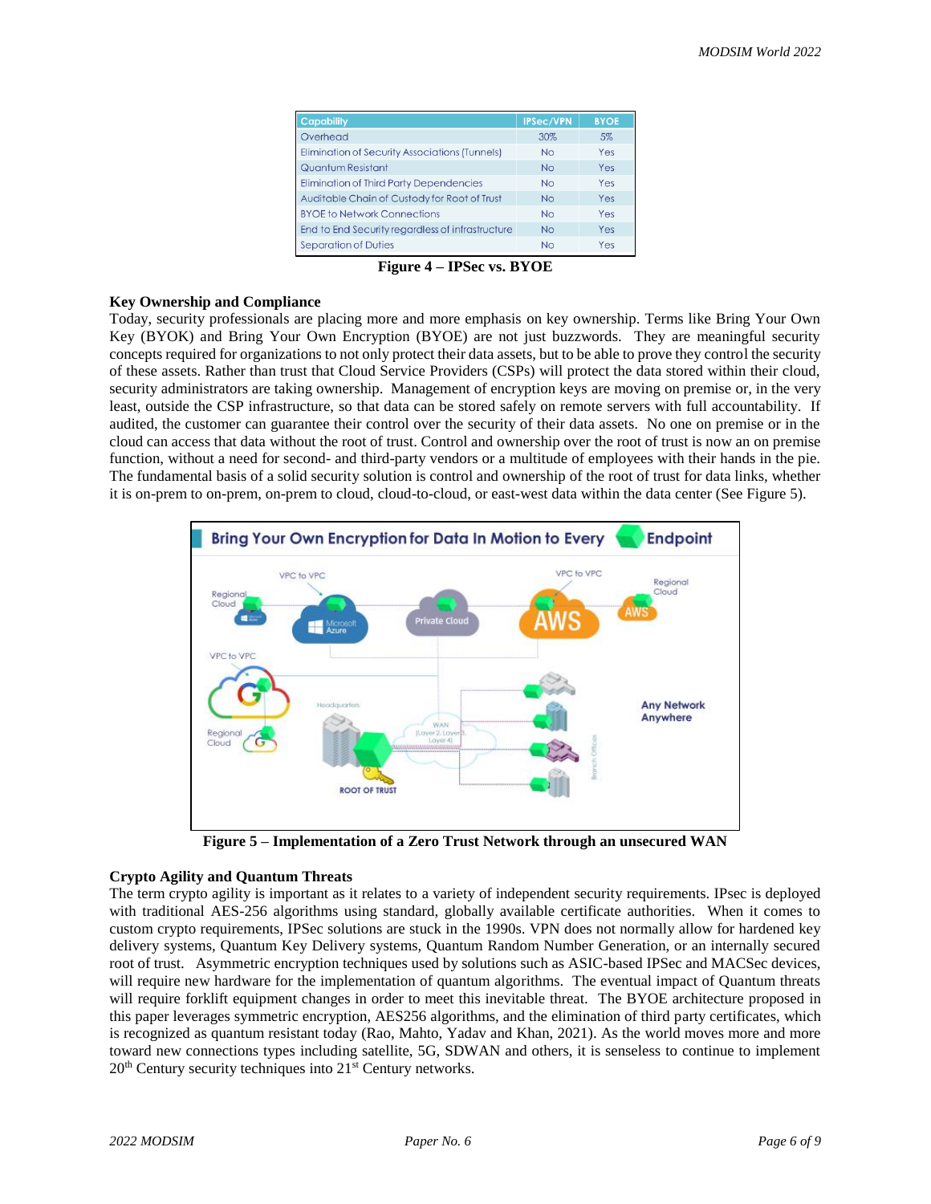| Capability | IPSec/VPN | BYOE |
|---|---|---|
| Overhead | 30% | 5% |
| Elimination of Security Associations (Tunnels) | No | Yes |
| Quantum Resistant | No | Yes |
| Elimination of Third Party Dependencies | No | Yes |
| Auditable Chain of Custody for Root of Trust | No | Yes |
| BYOE to Network Connections | No | Yes |
| End to End Security regardless of infrastructure | No | Yes |
| Separation of Duties | No | Yes |

**Figure 4 – IPSec vs. BYOE**

### Key Ownership and Compliance

Today, security professionals are placing more and more emphasis on key ownership. Terms like Bring Your Own Key (BYOK) and Bring Your Own Encryption (BYOE) are not just buzzwords. They are meaningful security concepts required for organizations to not only protect their data assets, but to be able to prove they control the security of these assets. Rather than trust that Cloud Service Providers (CSPs) will protect the data stored within their cloud, security administrators are taking ownership. Management of encryption keys are moving on premise or, in the very least, outside the CSP infrastructure, so that data can be stored safely on remote servers with full accountability. If audited, the customer can guarantee their control over the security of their data assets. No one on premise or in the cloud can access that data without the root of trust. Control and ownership over the root of trust is now an on premise function, without a need for second- and third-party vendors or a multitude of employees with their hands in the pie. The fundamental basis of a solid security solution is control and ownership of the root of trust for data links, whether it is on-prem to on-prem, on-prem to cloud, cloud-to-cloud, or east-west data within the data center (See Figure 5).

**Figure 5 – Implementation of a Zero Trust Network through an unsecured WAN**

### Crypto Agility and Quantum Threats

The term crypto agility is important as it relates to a variety of independent security requirements. IPsec is deployed with traditional AES-256 algorithms using standard, globally available certificate authorities. When it comes to custom crypto requirements, IPSec solutions are stuck in the 1990s. VPN does not normally allow for hardened key delivery systems, Quantum Key Delivery systems, Quantum Random Number Generation, or an internally secured root of trust. Asymmetric encryption techniques used by solutions such as ASIC-based IPSec and MACSec devices, will require new hardware for the implementation of quantum algorithms. The eventual impact of Quantum threats will require forklift equipment changes in order to meet this inevitable threat. The BYOE architecture proposed in this paper leverages symmetric encryption, AES256 algorithms, and the elimination of third party certificates, which is recognized as quantum resistant today (Rao, Mahto, Yadav and Khan, 2021). As the world moves more and more toward new connections types including satellite, 5G, SDWAN and others, it is senseless to continue to implement 20th Century security techniques into 21st Century networks.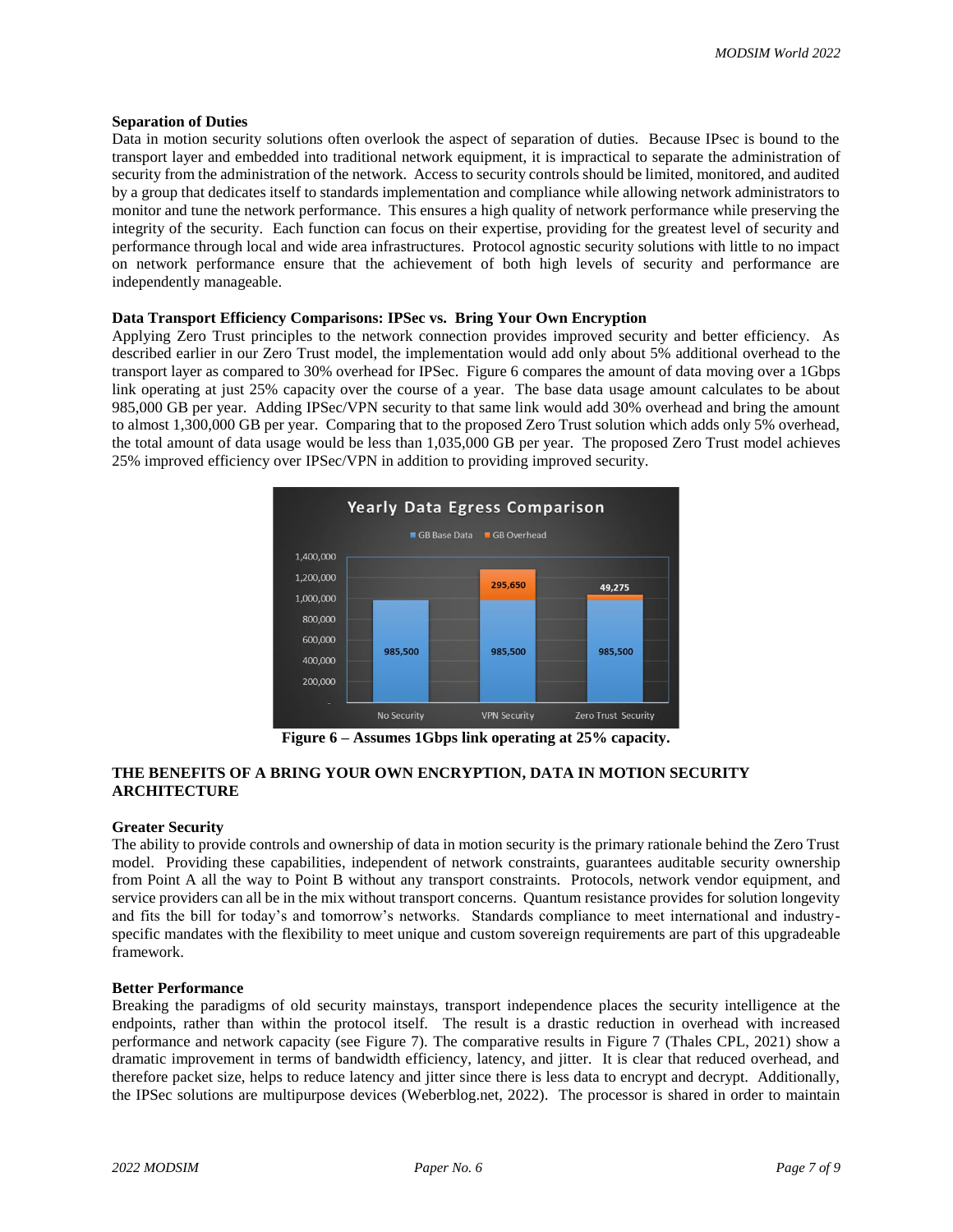### Separation of Duties

Data in motion security solutions often overlook the aspect of separation of duties. Because IPsec is bound to the transport layer and embedded into traditional network equipment, it is impractical to separate the administration of security from the administration of the network. Access to security controls should be limited, monitored, and audited by a group that dedicates itself to standards implementation and compliance while allowing network administrators to monitor and tune the network performance. This ensures a high quality of network performance while preserving the integrity of the security. Each function can focus on their expertise, providing for the greatest level of security and performance through local and wide area infrastructures. Protocol agnostic security solutions with little to no impact on network performance ensure that the achievement of both high levels of security and performance are independently manageable.

### Data Transport Efficiency Comparisons: IPSec vs. Bring Your Own Encryption

Applying Zero Trust principles to the network connection provides improved security and better efficiency. As described earlier in our Zero Trust model, the implementation would add only about 5% additional overhead to the transport layer as compared to 30% overhead for IPSec. Figure 6 compares the amount of data moving over a 1Gbps link operating at just 25% capacity over the course of a year. The base data usage amount calculates to be about 985,000 GB per year. Adding IPSec/VPN security to that same link would add 30% overhead and bring the amount to almost 1,300,000 GB per year. Comparing that to the proposed Zero Trust solution which adds only 5% overhead, the total amount of data usage would be less than 1,035,000 GB per year. The proposed Zero Trust model achieves 25% improved efficiency over IPSec/VPN in addition to providing improved security.

Figure 6 – Assumes 1Gbps link operating at 25% capacity.

## THE BENEFITS OF A BRING YOUR OWN ENCRYPTION, DATA IN MOTION SECURITY ARCHITECTURE

### Greater Security

The ability to provide controls and ownership of data in motion security is the primary rationale behind the Zero Trust model. Providing these capabilities, independent of network constraints, guarantees auditable security ownership from Point A all the way to Point B without any transport constraints. Protocols, network vendor equipment, and service providers can all be in the mix without transport concerns. Quantum resistance provides for solution longevity and fits the bill for today's and tomorrow's networks. Standards compliance to meet international and industry-specific mandates with the flexibility to meet unique and custom sovereign requirements are part of this upgradeable framework.

### Better Performance

Breaking the paradigms of old security mainstays, transport independence places the security intelligence at the endpoints, rather than within the protocol itself. The result is a drastic reduction in overhead with increased performance and network capacity (see Figure 7). The comparative results in Figure 7 (Thales CPL, 2021) show a dramatic improvement in terms of bandwidth efficiency, latency, and jitter. It is clear that reduced overhead, and therefore packet size, helps to reduce latency and jitter since there is less data to encrypt and decrypt. Additionally, the IPSec solutions are multipurpose devices (Weberblog.net, 2022). The processor is shared in order to maintain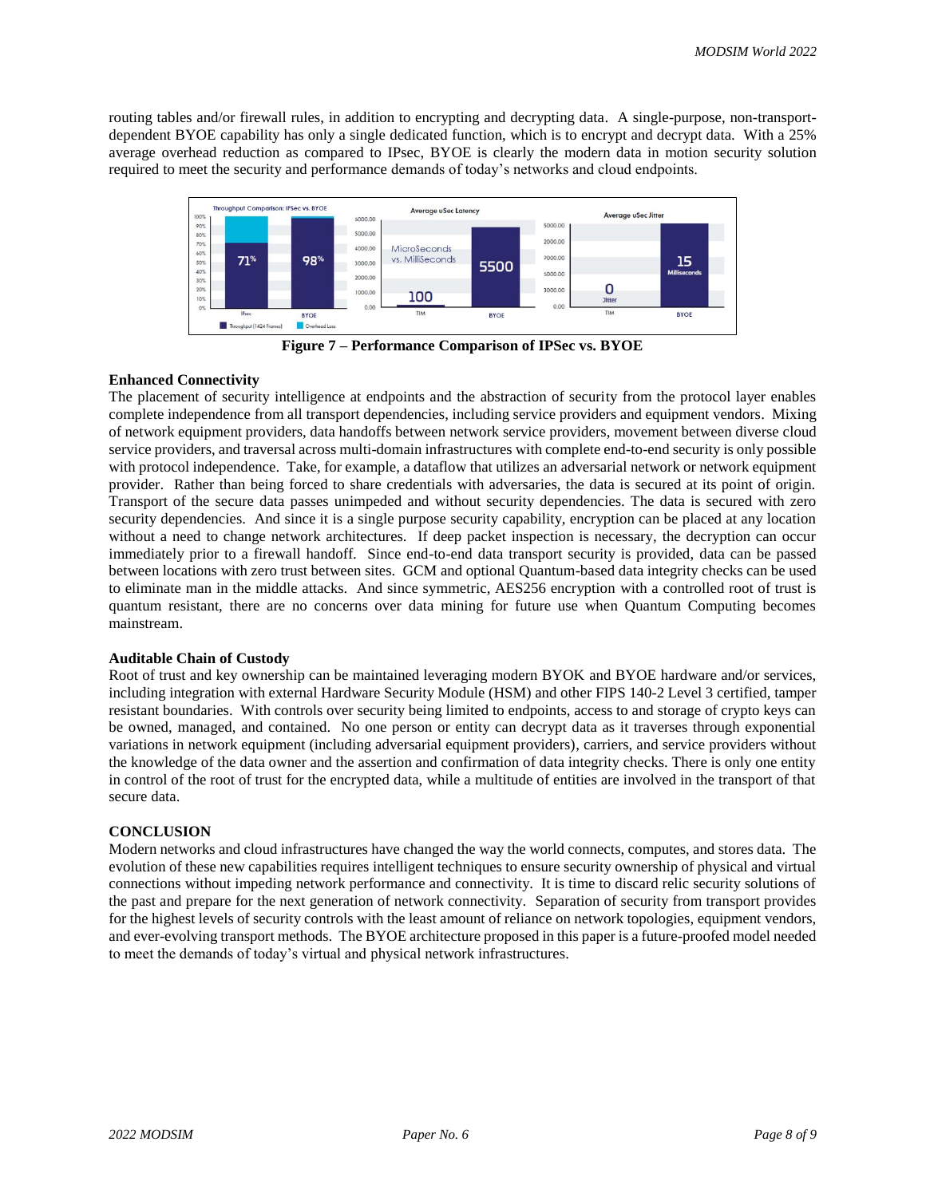routing tables and/or firewall rules, in addition to encrypting and decrypting data. A single-purpose, non-transport-dependent BYOE capability has only a single dedicated function, which is to encrypt and decrypt data. With a 25% average overhead reduction as compared to IPsec, BYOE is clearly the modern data in motion security solution required to meet the security and performance demands of today's networks and cloud endpoints.

**Figure 7 – Performance Comparison of IPSec vs. BYOE**

### Enhanced Connectivity

The placement of security intelligence at endpoints and the abstraction of security from the protocol layer enables complete independence from all transport dependencies, including service providers and equipment vendors. Mixing of network equipment providers, data handoffs between network service providers, movement between diverse cloud service providers, and traversal across multi-domain infrastructures with complete end-to-end security is only possible with protocol independence. Take, for example, a dataflow that utilizes an adversarial network or network equipment provider. Rather than being forced to share credentials with adversaries, the data is secured at its point of origin. Transport of the secure data passes unimpeded and without security dependencies. The data is secured with zero security dependencies. And since it is a single purpose security capability, encryption can be placed at any location without a need to change network architectures. If deep packet inspection is necessary, the decryption can occur immediately prior to a firewall handoff. Since end-to-end data transport security is provided, data can be passed between locations with zero trust between sites. GCM and optional Quantum-based data integrity checks can be used to eliminate man in the middle attacks. And since symmetric, AES256 encryption with a controlled root of trust is quantum resistant, there are no concerns over data mining for future use when Quantum Computing becomes mainstream.

### Auditable Chain of Custody

Root of trust and key ownership can be maintained leveraging modern BYOK and BYOE hardware and/or services, including integration with external Hardware Security Module (HSM) and other FIPS 140-2 Level 3 certified, tamper resistant boundaries. With controls over security being limited to endpoints, access to and storage of crypto keys can be owned, managed, and contained. No one person or entity can decrypt data as it traverses through exponential variations in network equipment (including adversarial equipment providers), carriers, and service providers without the knowledge of the data owner and the assertion and confirmation of data integrity checks. There is only one entity in control of the root of trust for the encrypted data, while a multitude of entities are involved in the transport of that secure data.

## CONCLUSION

Modern networks and cloud infrastructures have changed the way the world connects, computes, and stores data. The evolution of these new capabilities requires intelligent techniques to ensure security ownership of physical and virtual connections without impeding network performance and connectivity. It is time to discard relic security solutions of the past and prepare for the next generation of network connectivity. Separation of security from transport provides for the highest levels of security controls with the least amount of reliance on network topologies, equipment vendors, and ever-evolving transport methods. The BYOE architecture proposed in this paper is a future-proofed model needed to meet the demands of today's virtual and physical network infrastructures.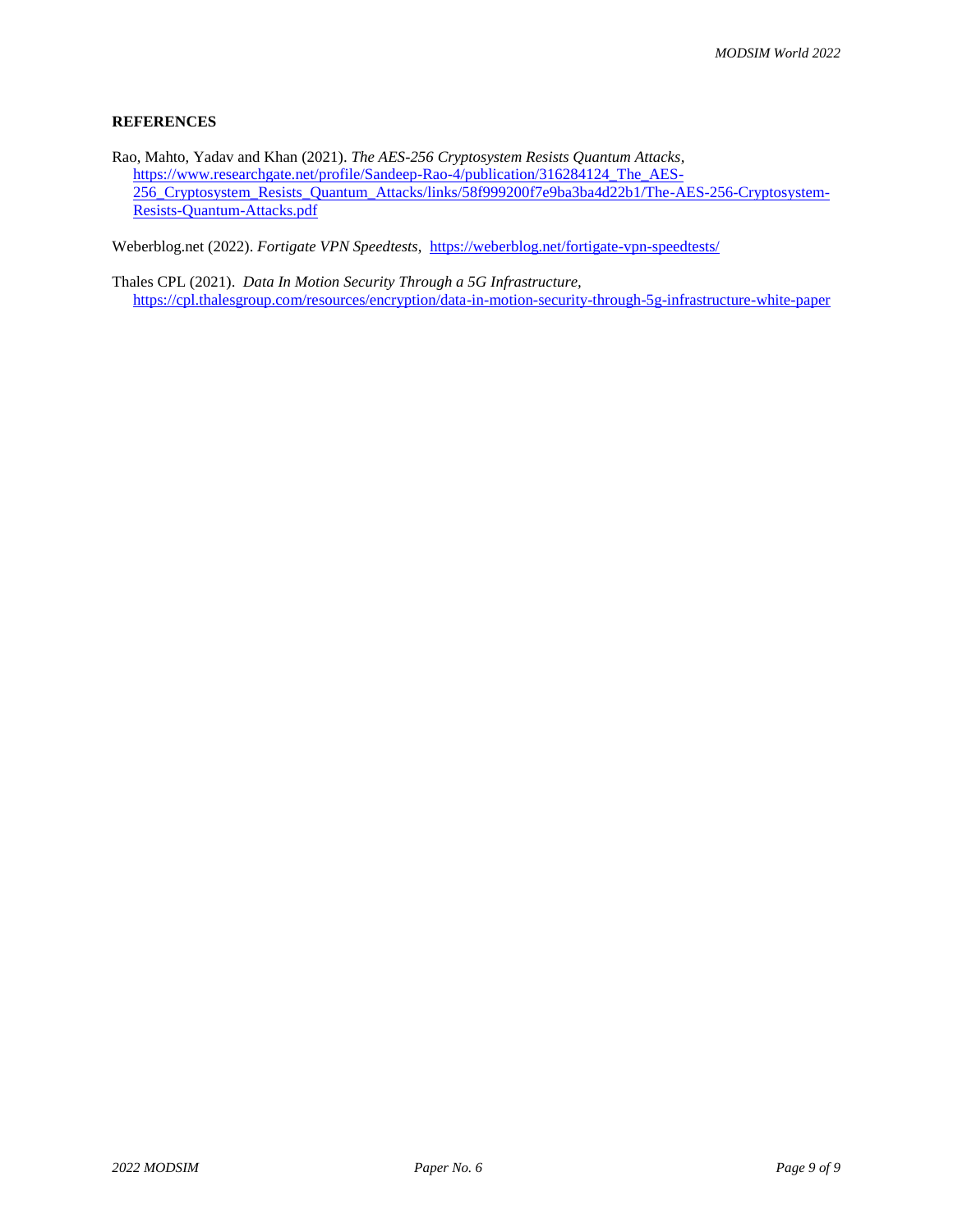## REFERENCES

Rao, Mahto, Yadav and Khan (2021). *The AES-256 Cryptosystem Resists Quantum Attacks,* https://www.researchgate.net/profile/Sandeep-Rao-4/publication/316284124_The_AES-256_Cryptosystem_Resists_Quantum_Attacks/links/58f999200f7e9ba3ba4d22b1/The-AES-256-Cryptosystem-Resists-Quantum-Attacks.pdf

Weberblog.net (2022). *Fortigate VPN Speedtests*, https://weberblog.net/fortigate-vpn-speedtests/

Thales CPL (2021). *Data In Motion Security Through a 5G Infrastructure,* https://cpl.thalesgroup.com/resources/encryption/data-in-motion-security-through-5g-infrastructure-white-paper